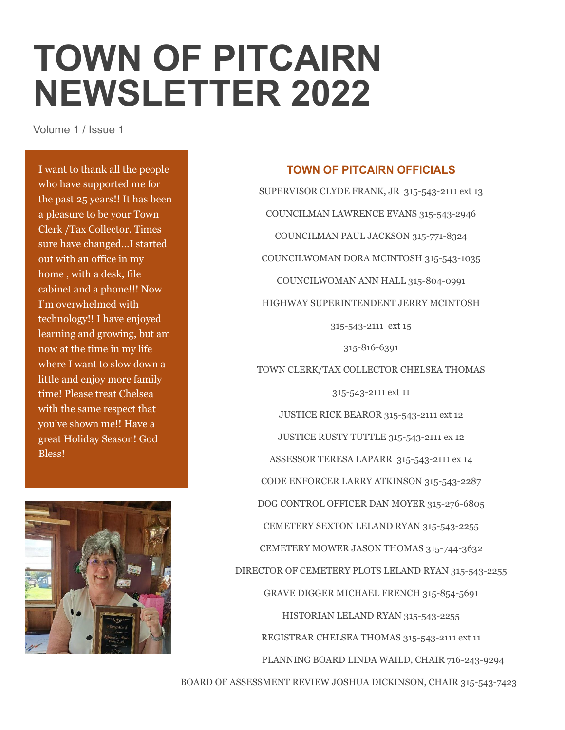# TOWN OF PITCAIRN NEWSLETTER 2022

Volume 1 / Issue 1

I want to thank all the people who have supported me for the past 25 years!! It has been a pleasure to be your Town Clerk /Tax Collector. Times sure have changed…I started out with an office in my home , with a desk, file cabinet and a phone!!! Now I'm overwhelmed with technology!! I have enjoyed learning and growing, but am now at the time in my life where I want to slow down a little and enjoy more family time! Please treat Chelsea with the same respect that you've shown me!! Have a great Holiday Season! God Bless!

## TOWN OF PITCAIRN OFFICIALS

SUPERVISOR CLYDE FRANK, JR 315-543-2111 ext 13

COUNCILMAN LAWRENCE EVANS 315-543-2946

COUNCILMAN PAUL JACKSON 315-771-8324

COUNCILWOMAN DORA MCINTOSH 315-543-1035

COUNCILWOMAN ANN HALL 315-804-0991

HIGHWAY SUPERINTENDENT JERRY MCINTOSH

315-543-2111 ext 15

315-816-6391

TOWN CLERK/TAX COLLECTOR CHELSEA THOMAS

315-543-2111 ext 11

JUSTICE RICK BEAROR 315-543-2111 ext 12

JUSTICE RUSTY TUTTLE 315-543-2111 ex 12

ASSESSOR TERESA LAPARR 315-543-2111 ex 14

CODE ENFORCER LARRY ATKINSON 315-543-2287

DOG CONTROL OFFICER DAN MOYER 315-276-6805

CEMETERY SEXTON LELAND RYAN 315-543-2255

CEMETERY MOWER JASON THOMAS 315-744-3632

DIRECTOR OF CEMETERY PLOTS LELAND RYAN 315-543-2255

GRAVE DIGGER MICHAEL FRENCH 315-854-5691

HISTORIAN LELAND RYAN 315-543-2255

REGISTRAR CHELSEA THOMAS 315-543-2111 ext 11

PLANNING BOARD LINDA WAILD, CHAIR 716-243-9294

BOARD OF ASSESSMENT REVIEW JOSHUA DICKINSON, CHAIR 315-543-7423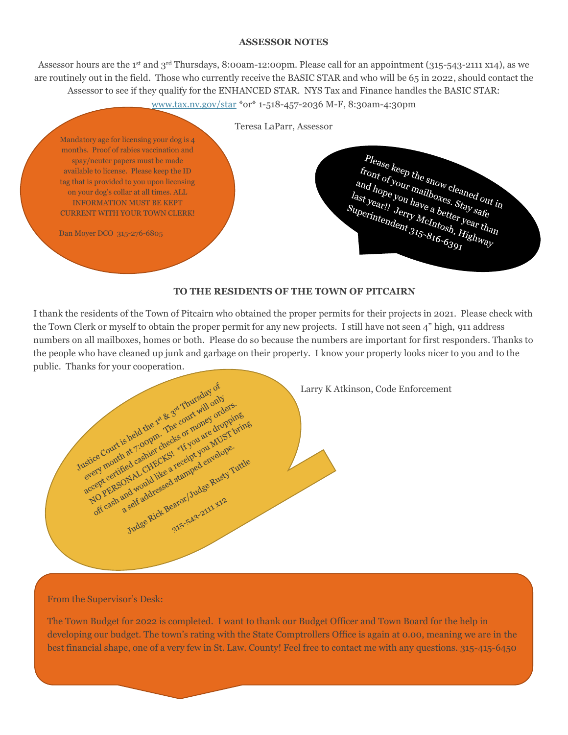**ASSESSOR NOTES**

Assessor hours are the 1st and 3rd Thursdays, 8:00am-12:00pm. Please call for an appointment (315-543-2111 x14), as we are routinely out in the field. Those who currently receive the BASIC STAR and who will be 65 in 2022, should contact the Assessor to see if they qualify for the ENHANCED STAR. NYS Tax and Finance handles the BASIC STAR: www.tax.ny.gov/star *or* 1-518-457-2036 M-F, 8:30am-4:30pm

Teresa LaParr, Assessor

Mandatory age for licensing your dog is 4 months. Proof of rabies vaccination and spay/neuter papers must be made available to license. Please keep the ID tag that is provided to you upon licensing on your dog's collar at all times. ALL INFORMATION MUST BE KEPT CURRENT WITH YOUR TOWN CLERK!

Dan Moyer DCO 315-276-6805

Please keep the snow cleaned out in front of your mailboxes. Stay safe and hope you have a better year than last year!! Jerry McIntosh, Highway Superintendent 315-816-6391

**TO THE RESIDENTS OF THE TOWN OF PITCAIRN**

I thank the residents of the Town of Pitcairn who obtained the proper permits for their projects in 2021. Please check with the Town Clerk or myself to obtain the proper permit for any new projects. I still have not seen 4" high, 911 address numbers on all mailboxes, homes or both. Please do so because the numbers are important for first responders. Thanks to the people who have cleaned up junk and garbage on their property. I know your property looks nicer to you and to the public. Thanks for your cooperation.

Larry K Atkinson, Code Enforcement

Justice Court is held the 1st & 3rd Thursday of every month at 7:00pm. The court will only accept certified cashier checks or money orders. NO PERSONAL CHECKS! *If you are dropping off cash and would like a receipt you MUST bring a self addressed stamped envelope.

Judge Rick Bearor/Judge Rusty Tuttle

315-543-2111 x12

From the Supervisor's Desk:

The Town Budget for 2022 is completed. I want to thank our Budget Officer and Town Board for the help in developing our budget. The town's rating with the State Comptrollers Office is again at 0.00, meaning we are in the best financial shape, one of a very few in St. Law. County! Feel free to contact me with any questions. 315-415-6450